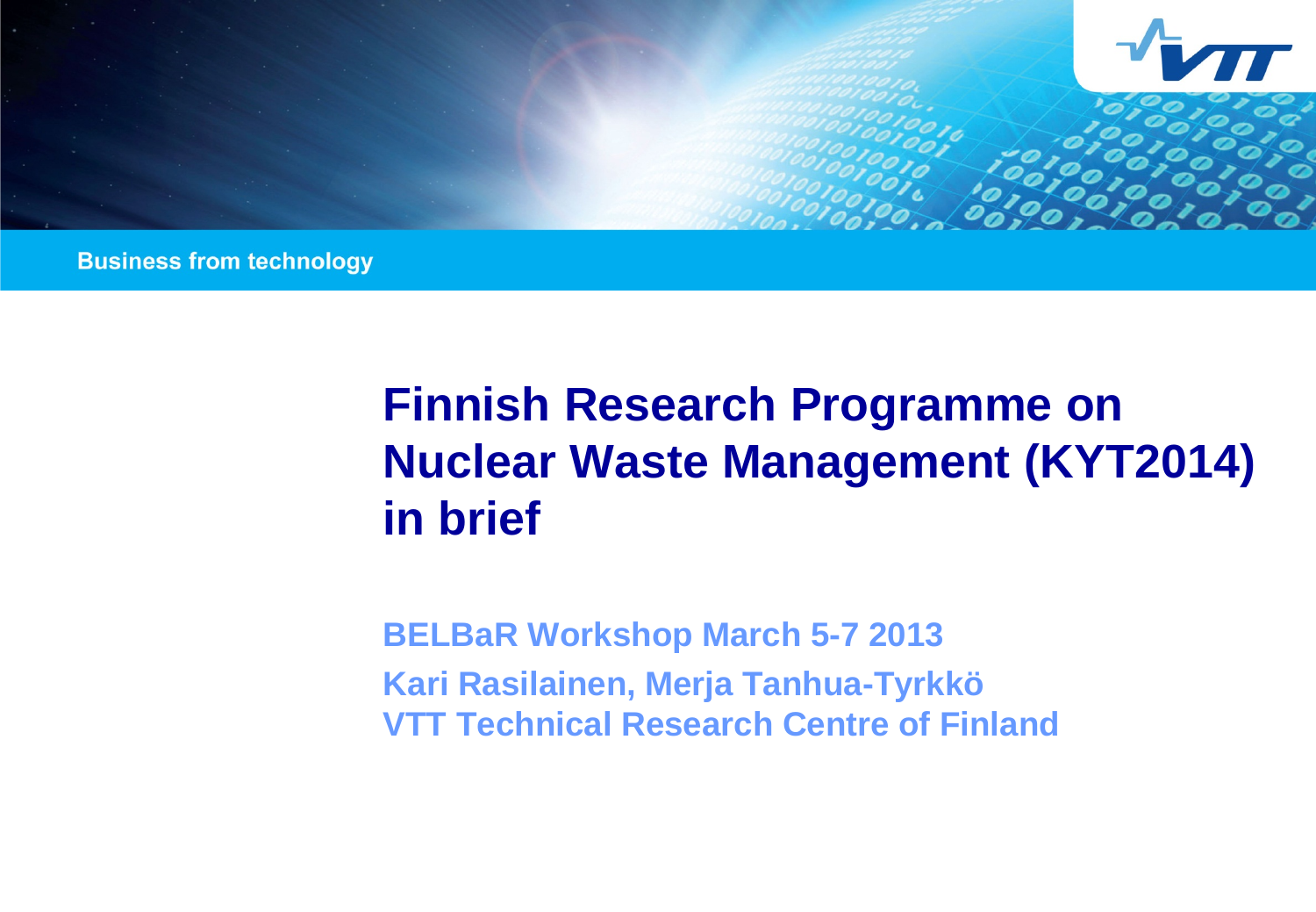Business from technology

# Finnish Research Programme on Nuclear Waste Management (KYT2014) in brief

**BELBaR Workshop March 5-7 2013**

**Kari Rasilainen, Merja Tanhua-Tyrkkö**

**VTT Technical Research Centre of Finland**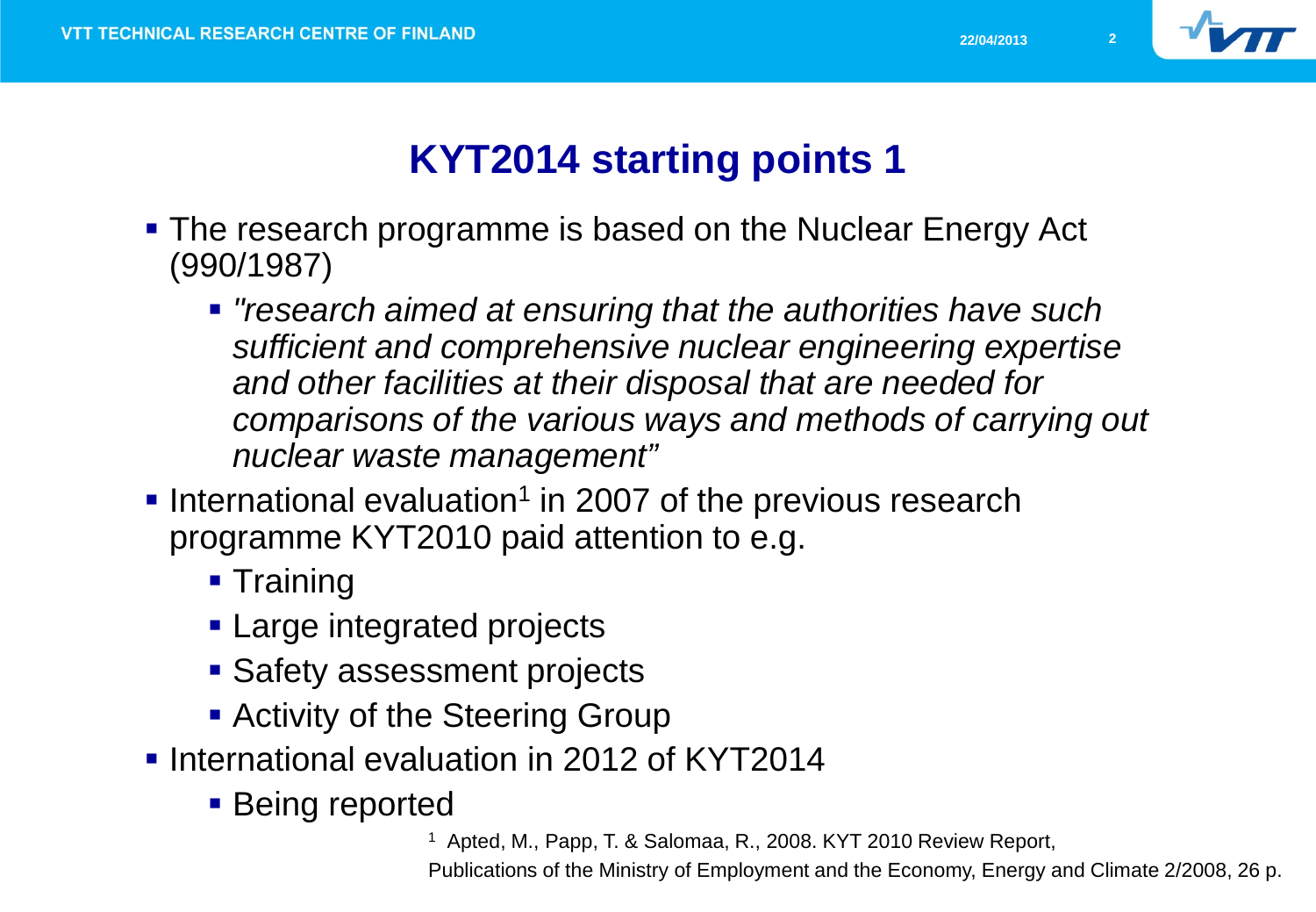# KYT2014 starting points 1

- The research programme is based on the Nuclear Energy Act (990/1987)
  - *"research aimed at ensuring that the authorities have such sufficient and comprehensive nuclear engineering expertise and other facilities at their disposal that are needed for comparisons of the various ways and methods of carrying out nuclear waste management"*
- International evaluation[1] in 2007 of the previous research programme KYT2010 paid attention to e.g.
  - Training
  - Large integrated projects
  - Safety assessment projects
  - Activity of the Steering Group
- International evaluation in 2012 of KYT2014
  - Being reported

[1] Apted, M., Papp, T. & Salomaa, R., 2008. KYT 2010 Review Report, Publications of the Ministry of Employment and the Economy, Energy and Climate 2/2008, 26 p.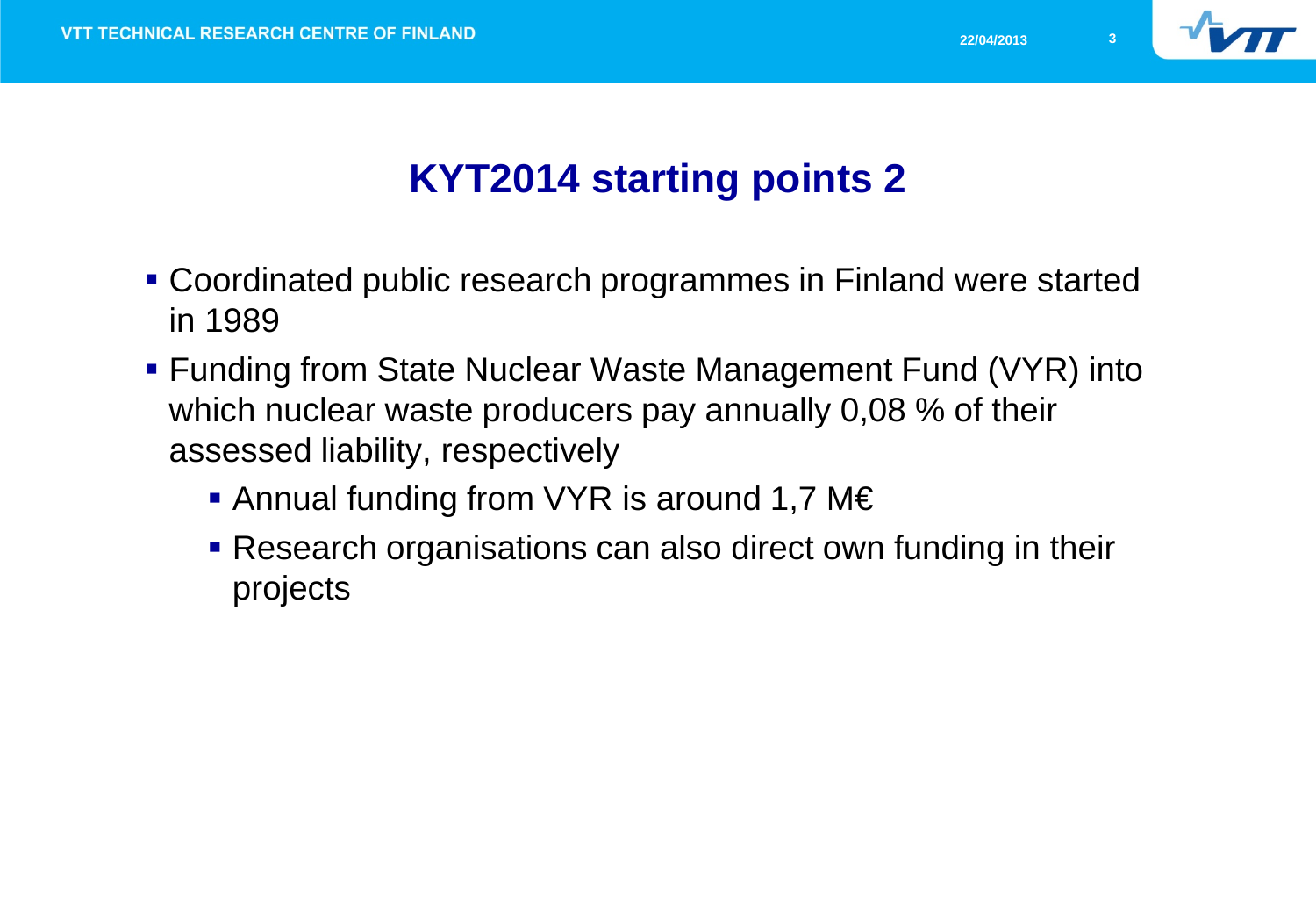# KYT2014 starting points 2

- Coordinated public research programmes in Finland were started in 1989
- Funding from State Nuclear Waste Management Fund (VYR) into which nuclear waste producers pay annually 0,08 % of their assessed liability, respectively
  - Annual funding from VYR is around 1,7 M€
  - Research organisations can also direct own funding in their projects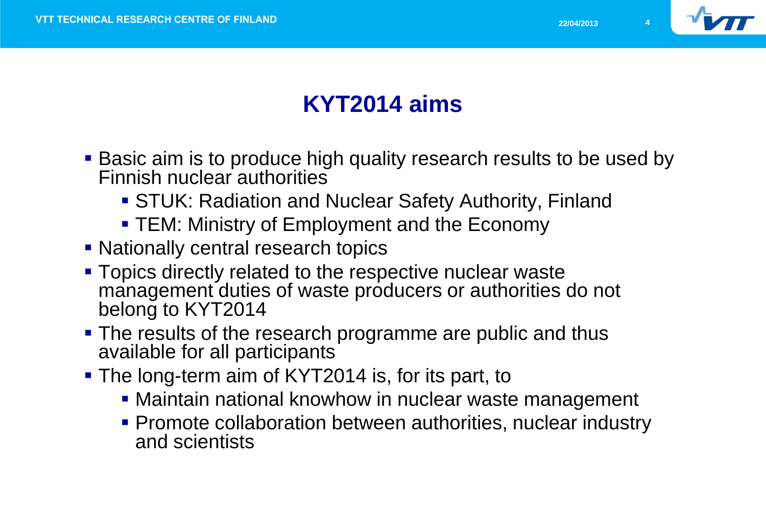# KYT2014 aims

- Basic aim is to produce high quality research results to be used by Finnish nuclear authorities
  - STUK: Radiation and Nuclear Safety Authority, Finland
  - TEM: Ministry of Employment and the Economy
- Nationally central research topics
- Topics directly related to the respective nuclear waste management duties of waste producers or authorities do not belong to KYT2014
- The results of the research programme are public and thus available for all participants
- The long-term aim of KYT2014 is, for its part, to
  - Maintain national knowhow in nuclear waste management
  - Promote collaboration between authorities, nuclear industry and scientists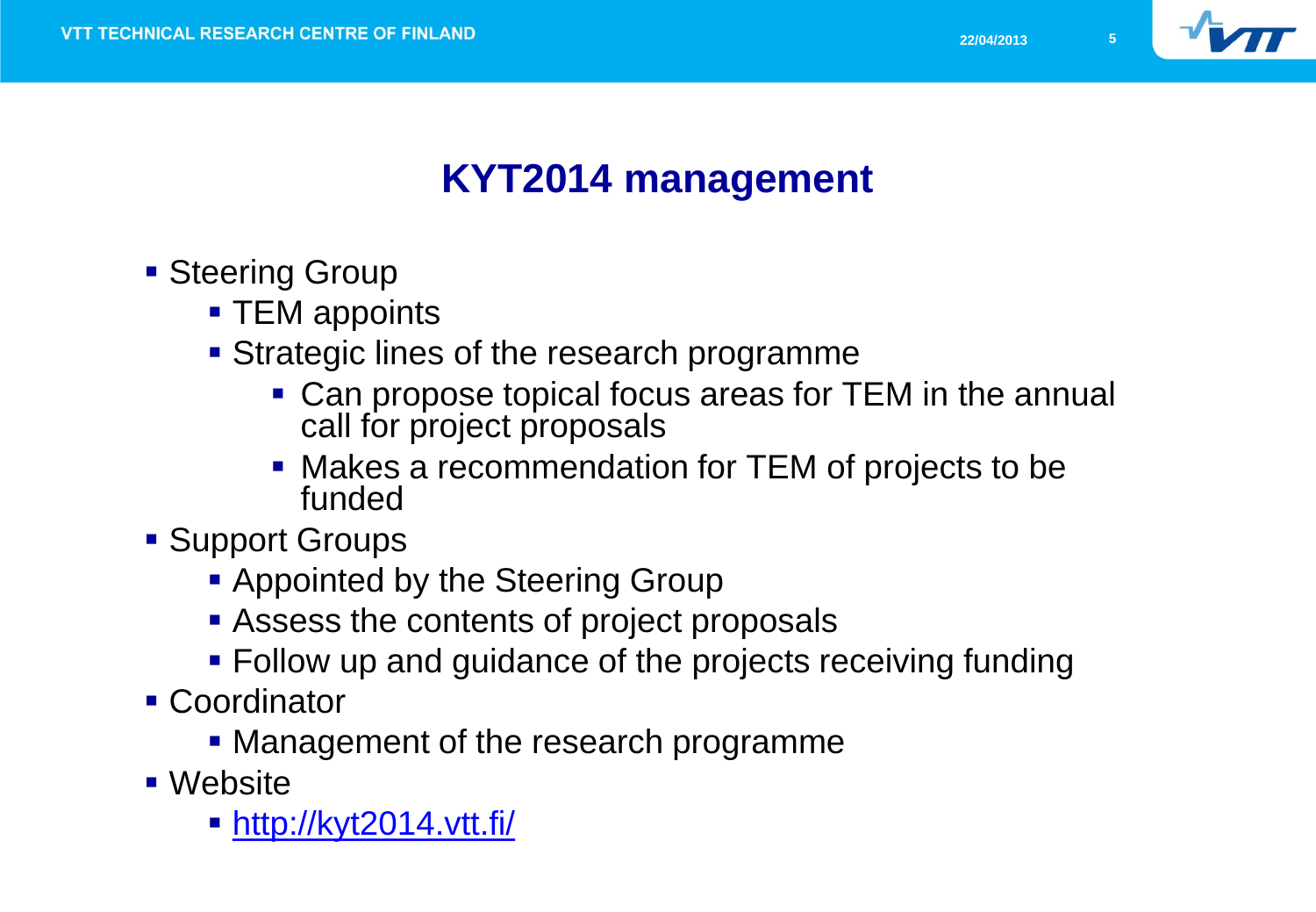# KYT2014 management

- Steering Group
  - TEM appoints
  - Strategic lines of the research programme
    - Can propose topical focus areas for TEM in the annual call for project proposals
    - Makes a recommendation for TEM of projects to be funded
- Support Groups
  - Appointed by the Steering Group
  - Assess the contents of project proposals
  - Follow up and guidance of the projects receiving funding
- Coordinator
  - Management of the research programme
- Website
  - [http://kyt2014.vtt.fi/](http://kyt2014.vtt.fi/)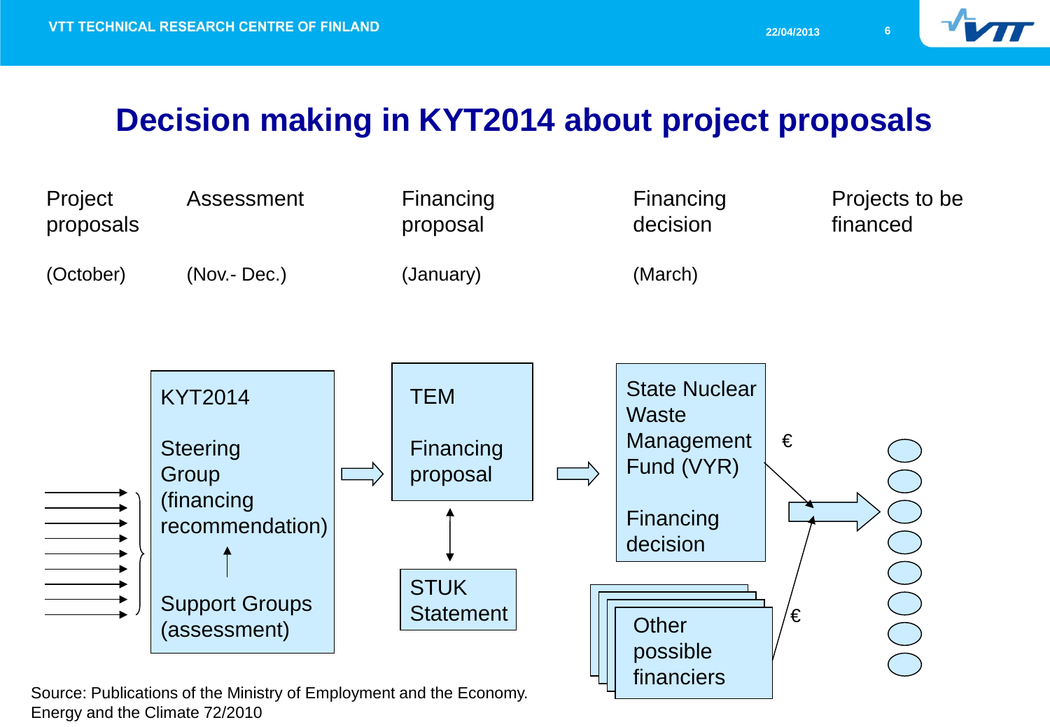# Decision making in KYT2014 about project proposals

| Project proposals | Assessment | Financing proposal | Financing decision | Projects to be financed |
| --- | --- | --- | --- | --- |
| (October) | (Nov.- Dec.) | (January) | (March) | |

KYT2014

Steering Group (financing recommendation)

Support Groups (assessment)

TEM

Financing proposal

STUK Statement

State Nuclear Waste Management Fund (VYR)

Financing decision

€

Other possible financiers

€

Source: Publications of the Ministry of Employment and the Economy. Energy and the Climate 72/2010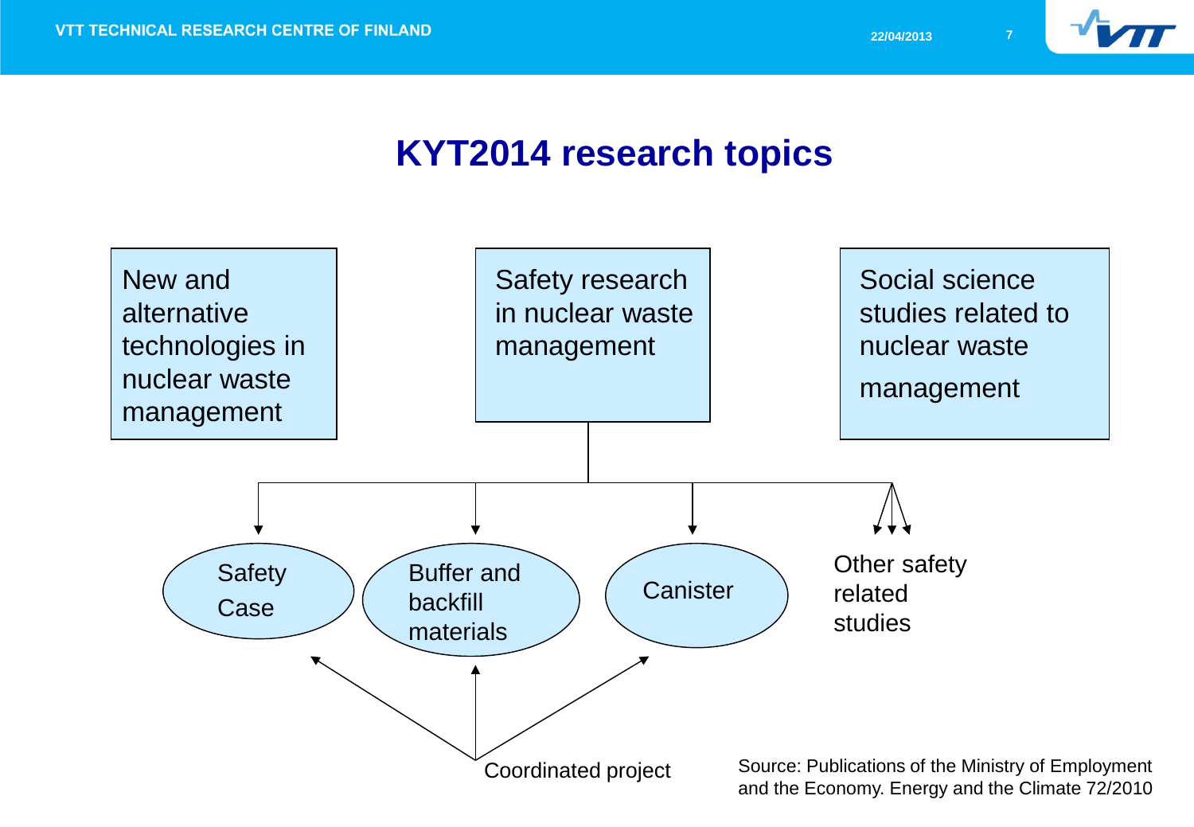# KYT2014 research topics

New and alternative technologies in nuclear waste management

Safety research in nuclear waste management

Social science studies related to nuclear waste management

Safety Case

Buffer and backfill materials

Canister

Other safety related studies

Coordinated project

Source: Publications of the Ministry of Employment and the Economy. Energy and the Climate 72/2010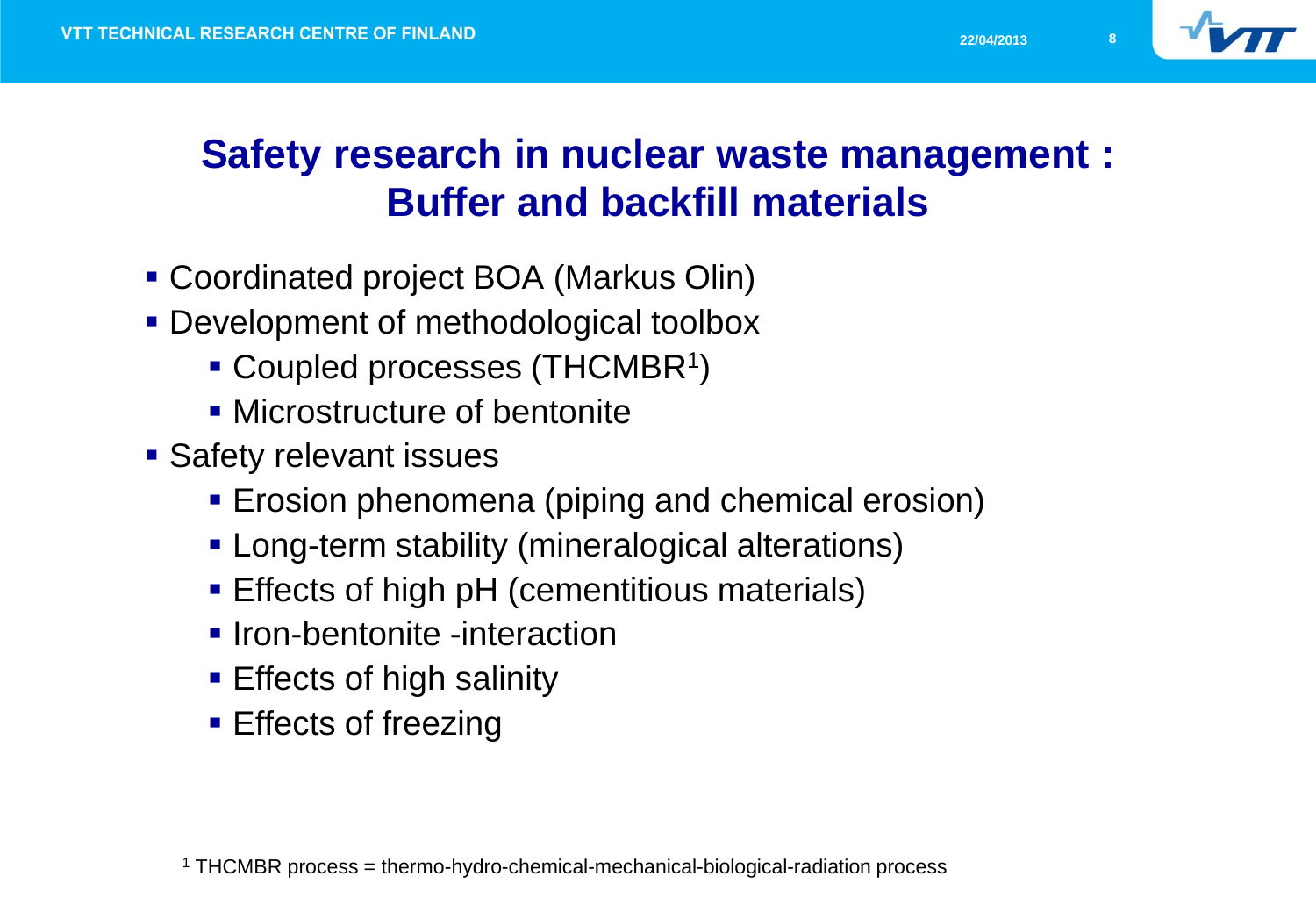# Safety research in nuclear waste management : Buffer and backfill materials

- Coordinated project BOA (Markus Olin)
- Development of methodological toolbox
  - Coupled processes (THCMBR[1])
  - Microstructure of bentonite
- Safety relevant issues
  - Erosion phenomena (piping and chemical erosion)
  - Long-term stability (mineralogical alterations)
  - Effects of high pH (cementitious materials)
  - Iron-bentonite -interaction
  - Effects of high salinity
  - Effects of freezing

[1] THCMBR process = thermo-hydro-chemical-mechanical-biological-radiation process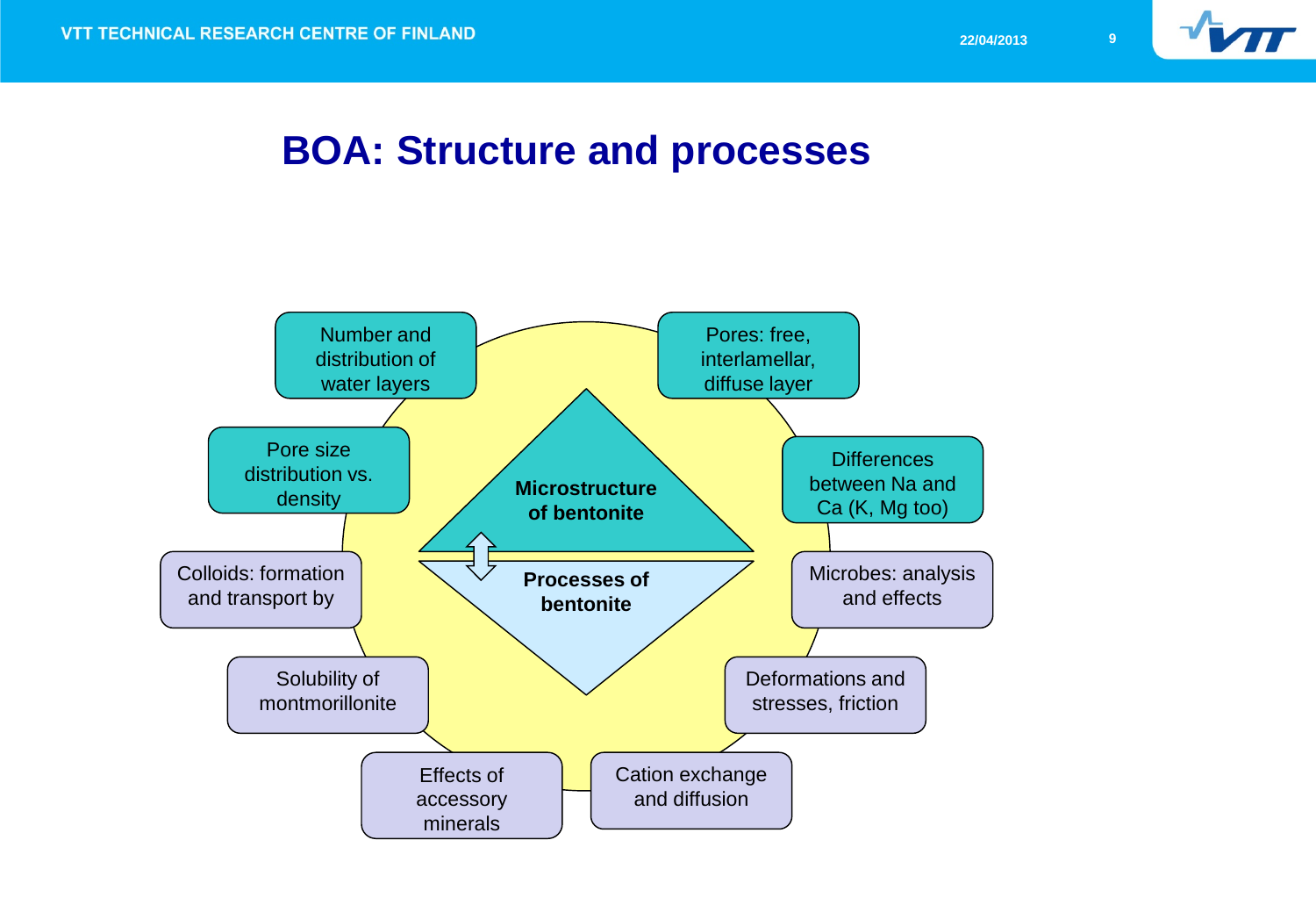# BOA: Structure and processes

**Microstructure of bentonite**

**Processes of bentonite**

- Number and distribution of water layers
- Pores: free, interlamellar, diffuse layer
- Pore size distribution vs. density
- Differences between Na and Ca (K, Mg too)
- Colloids: formation and transport by
- Microbes: analysis and effects
- Solubility of montmorillonite
- Deformations and stresses, friction
- Effects of accessory minerals
- Cation exchange and diffusion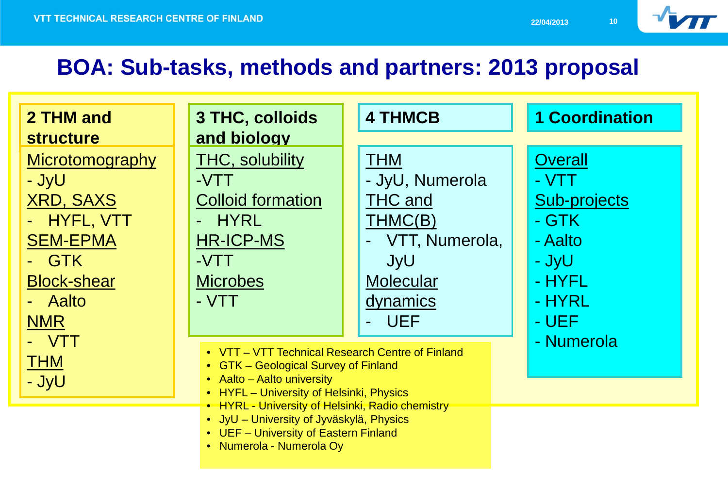# BOA: Sub-tasks, methods and partners: 2013 proposal

| 2 THM and structure | 3 THC, colloids and biology | 4 THMCB | 1 Coordination |
|---|---|---|---|
| Microtomography<br>- JyU<br>XRD, SAXS<br>- HYFL, VTT<br>SEM-EPMA<br>- GTK<br>Block-shear<br>- Aalto<br>NMR<br>- VTT<br>THM<br>- JyU | THC, solubility<br>-VTT<br>Colloid formation<br>- HYRL<br>HR-ICP-MS<br>-VTT<br>Microbes<br>- VTT | THM<br>- JyU, Numerola<br>THC and THMC(B)<br>- VTT, Numerola, JyU<br>Molecular dynamics<br>- UEF | Overall<br>- VTT<br>Sub-projects<br>- GTK<br>- Aalto<br>- JyU<br>- HYFL<br>- HYRL<br>- UEF<br>- Numerola |

- VTT – VTT Technical Research Centre of Finland
- GTK – Geological Survey of Finland
- Aalto – Aalto university
- HYFL – University of Helsinki, Physics
- HYRL - University of Helsinki, Radio chemistry
- JyU – University of Jyväskylä, Physics
- UEF – University of Eastern Finland
- Numerola - Numerola Oy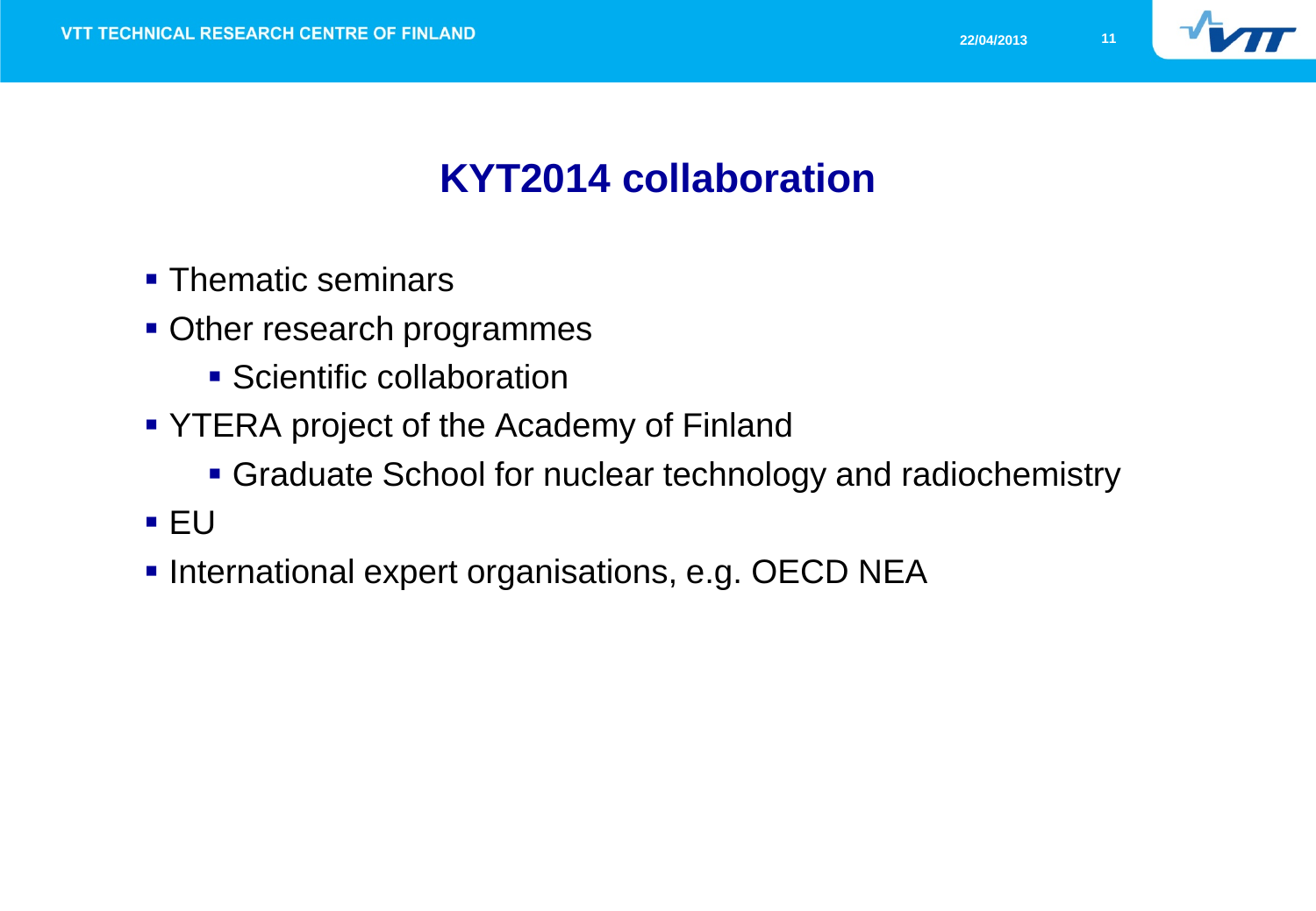# KYT2014 collaboration

- Thematic seminars
- Other research programmes
  - Scientific collaboration
- YTERA project of the Academy of Finland
  - Graduate School for nuclear technology and radiochemistry
- EU
- International expert organisations, e.g. OECD NEA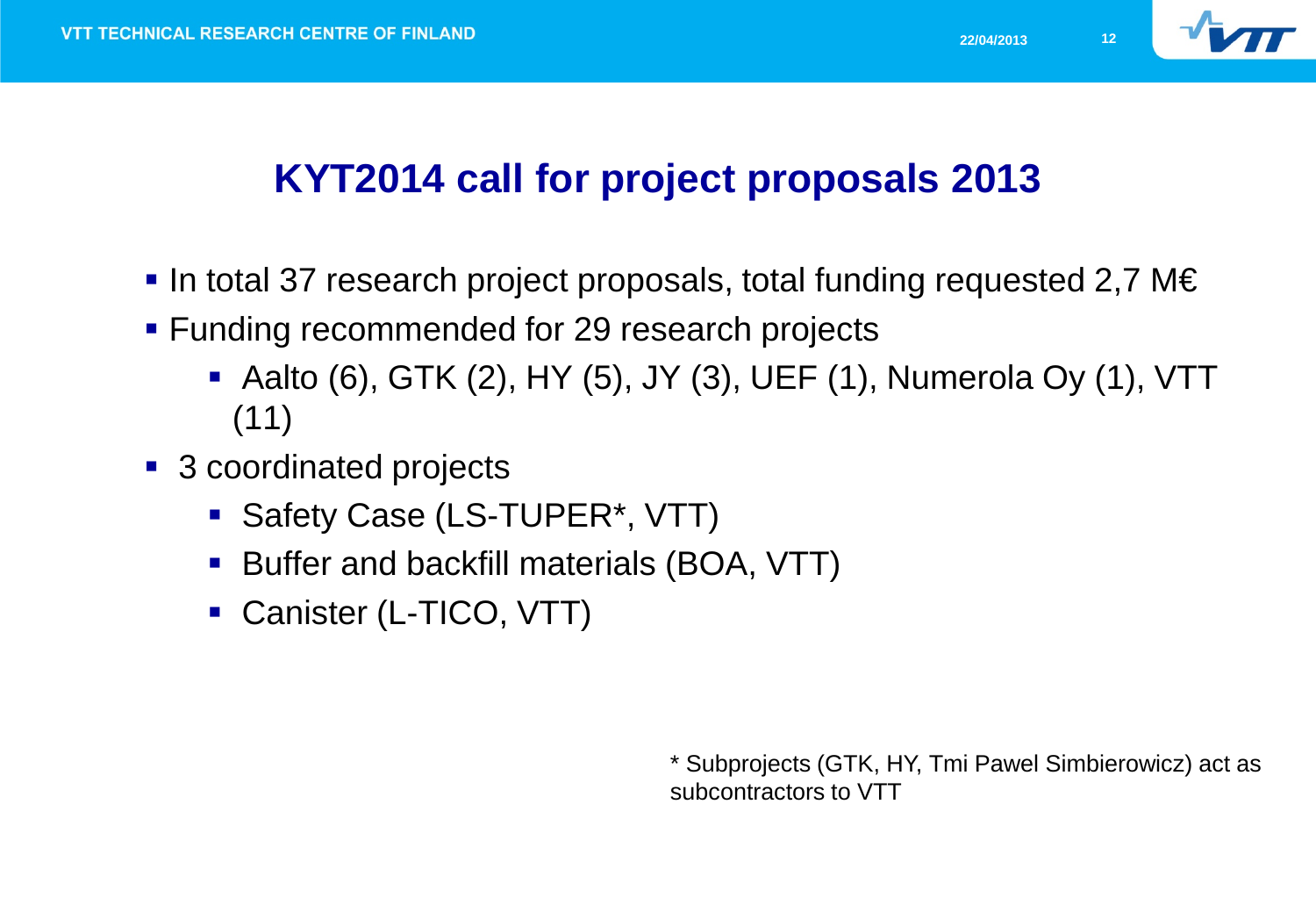# KYT2014 call for project proposals 2013

- In total 37 research project proposals, total funding requested 2,7 M€
- Funding recommended for 29 research projects
  - Aalto (6), GTK (2), HY (5), JY (3), UEF (1), Numerola Oy (1), VTT (11)
- 3 coordinated projects
  - Safety Case (LS-TUPER*, VTT)
  - Buffer and backfill materials (BOA, VTT)
  - Canister (L-TICO, VTT)

* Subprojects (GTK, HY, Tmi Pawel Simbierowicz) act as subcontractors to VTT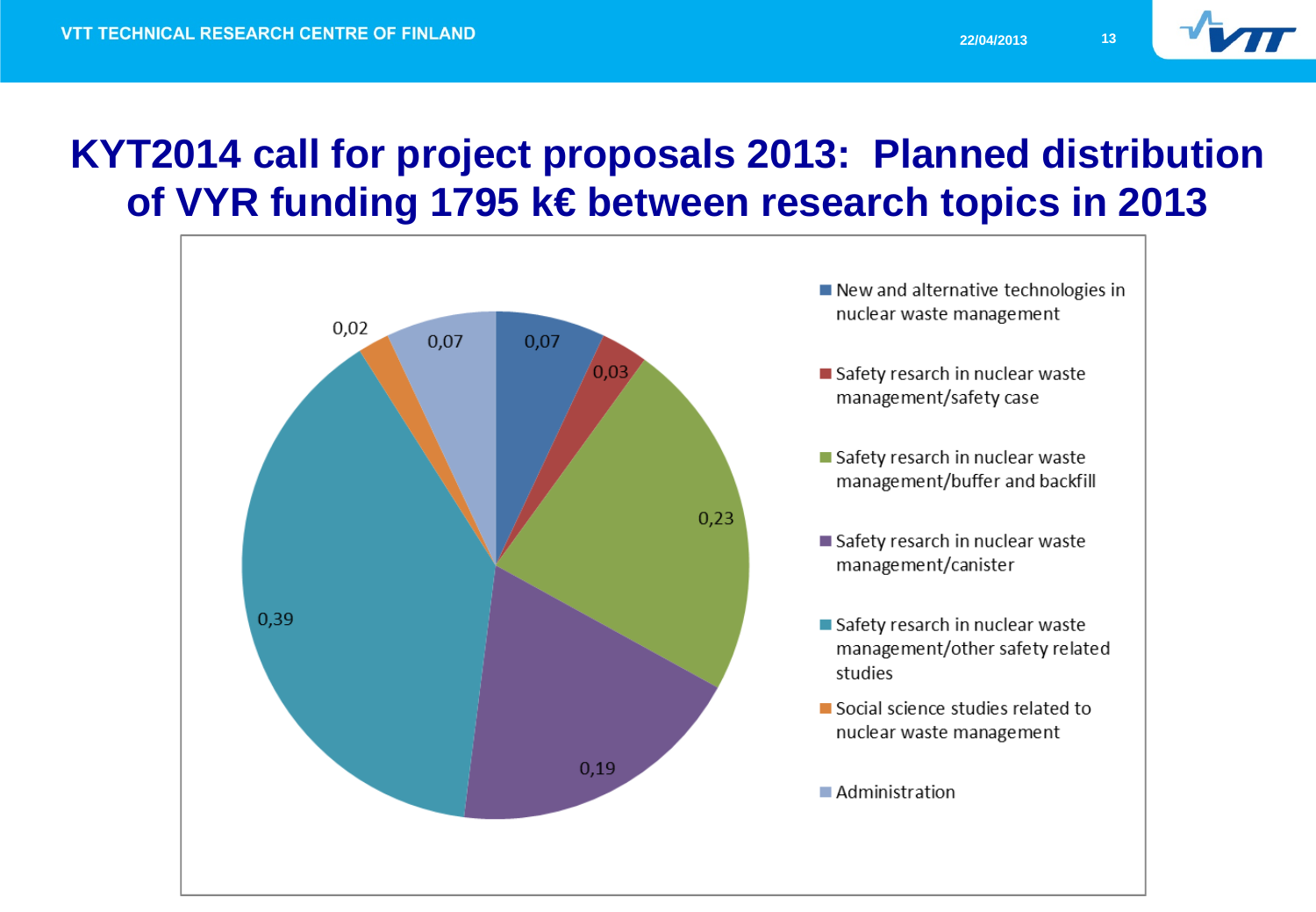# KYT2014 call for project proposals 2013: Planned distribution of VYR funding 1795 k€ between research topics in 2013

| Research topic | Share |
| --- | --- |
| New and alternative technologies in nuclear waste management | 0,07 |
| Safety resarch in nuclear waste management/safety case | 0,03 |
| Safety resarch in nuclear waste management/buffer and backfill | 0,23 |
| Safety resarch in nuclear waste management/canister | 0,19 |
| Safety resarch in nuclear waste management/other safety related studies | 0,39 |
| Social science studies related to nuclear waste management | 0,02 |
| Administration | 0,07 |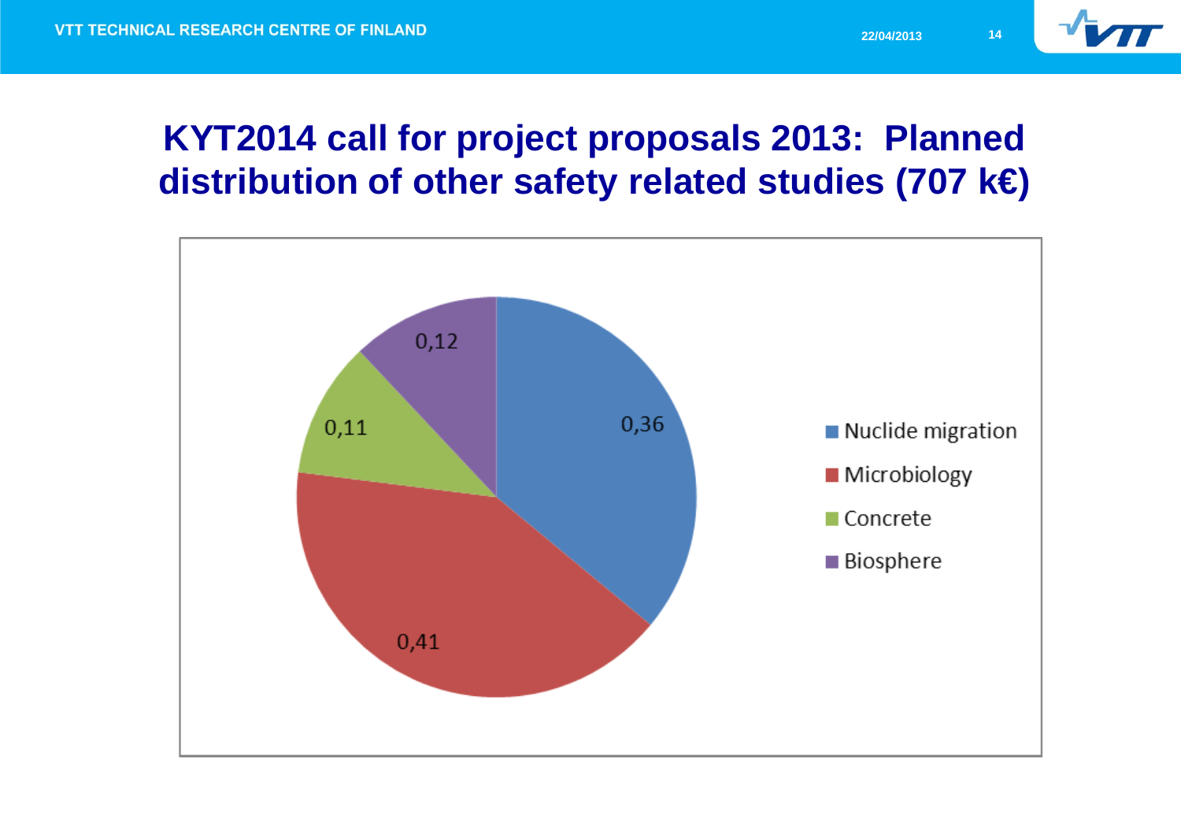# KYT2014 call for project proposals 2013: Planned distribution of other safety related studies (707 k€)

| Category | Share |
| --- | --- |
| Nuclide migration | 0,36 |
| Microbiology | 0,41 |
| Concrete | 0,11 |
| Biosphere | 0,12 |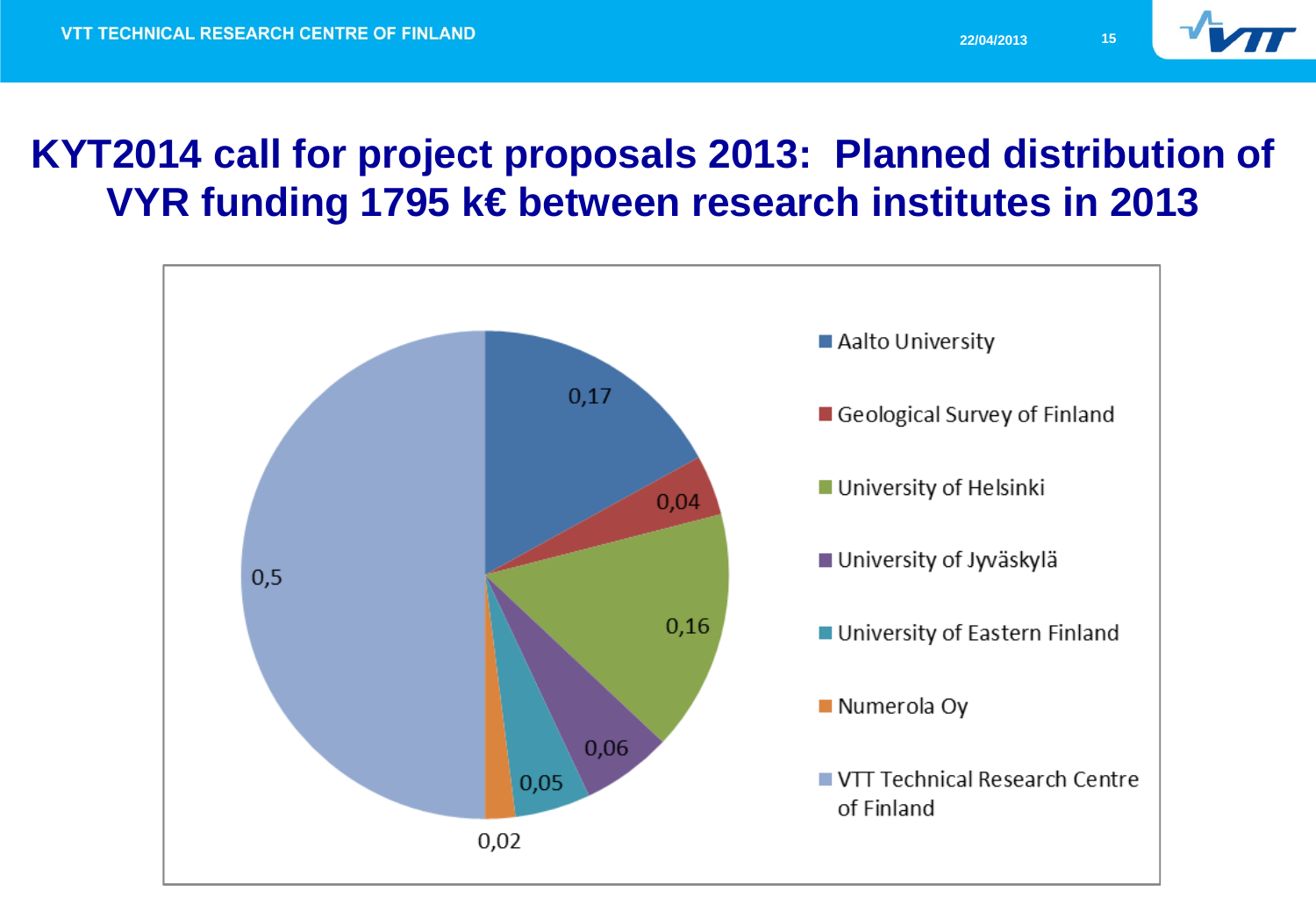# KYT2014 call for project proposals 2013: Planned distribution of VYR funding 1795 k€ between research institutes in 2013

| Research institute | Share |
| --- | --- |
| Aalto University | 0,17 |
| Geological Survey of Finland | 0,04 |
| University of Helsinki | 0,16 |
| University of Jyväskylä | 0,06 |
| University of Eastern Finland | 0,05 |
| Numerola Oy | 0,02 |
| VTT Technical Research Centre of Finland | 0,5 |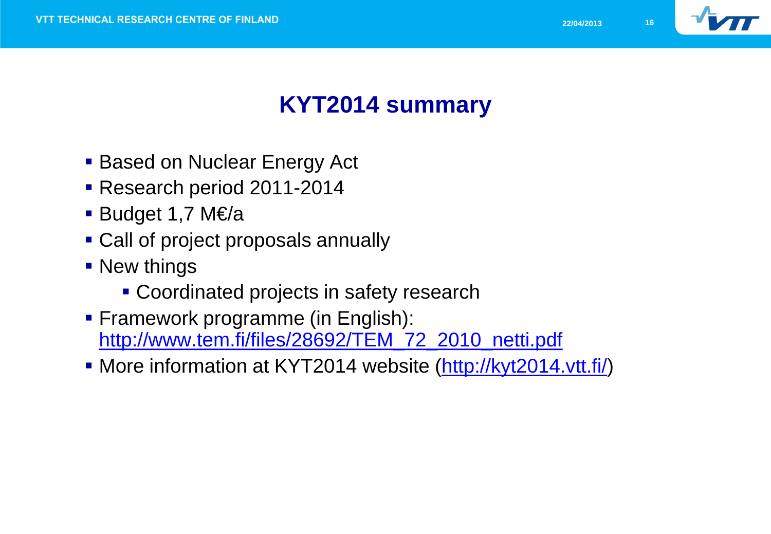# KYT2014 summary

- Based on Nuclear Energy Act
- Research period 2011-2014
- Budget 1,7 M€/a
- Call of project proposals annually
- New things
  - Coordinated projects in safety research
- Framework programme (in English): http://www.tem.fi/files/28692/TEM_72_2010_netti.pdf
- More information at KYT2014 website (http://kyt2014.vtt.fi/)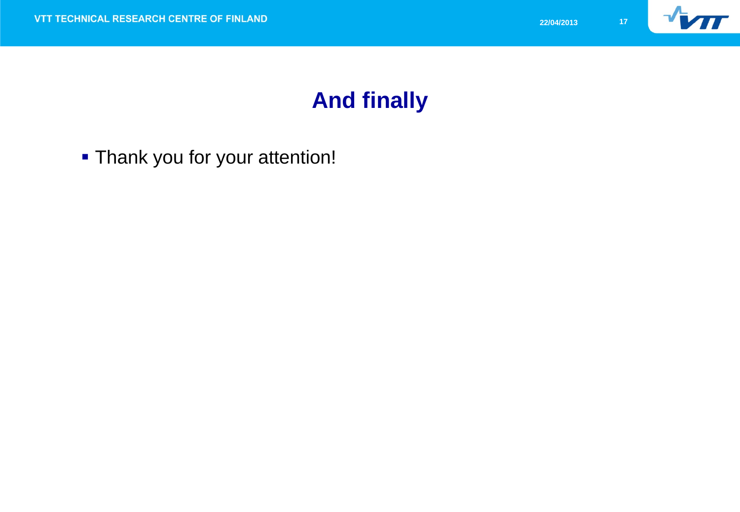# And finally

- Thank you for your attention!